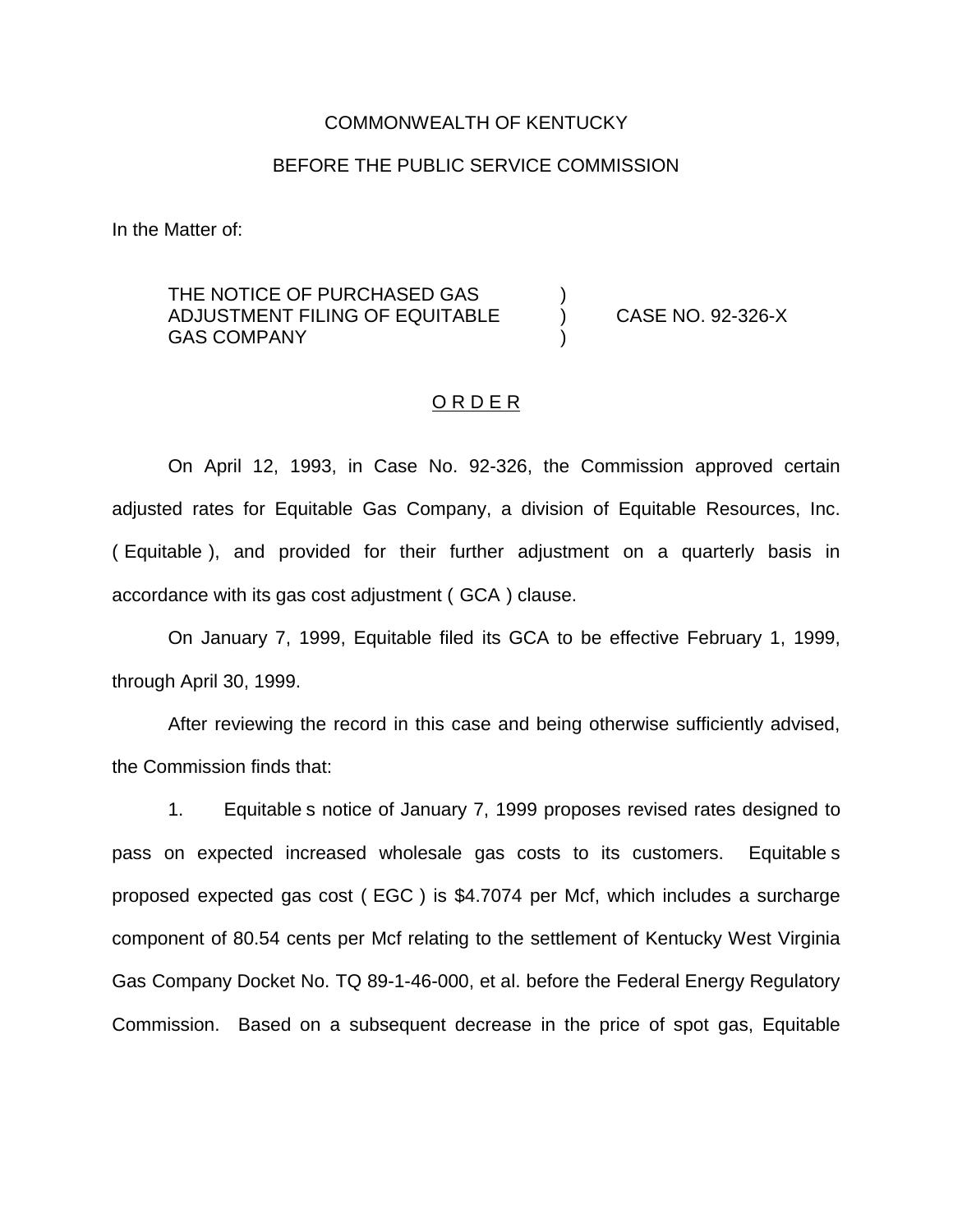COMMONWEALTH OF KENTUCKY

BEFORE THE PUBLIC SERVICE COMMISSION

In the Matter of:

THE NOTICE OF PURCHASED GAS ADJUSTMENT FILING OF EQUITABLE GAS COMPANY ) CASE NO. 92-326-X

## O R D E R

On April 12, 1993, in Case No. 92-326, the Commission approved certain adjusted rates for Equitable Gas Company, a division of Equitable Resources, Inc. ( Equitable ), and provided for their further adjustment on a quarterly basis in accordance with its gas cost adjustment ( GCA ) clause.

On January 7, 1999, Equitable filed its GCA to be effective February 1, 1999, through April 30, 1999.

After reviewing the record in this case and being otherwise sufficiently advised, the Commission finds that:

1. Equitable s notice of January 7, 1999 proposes revised rates designed to pass on expected increased wholesale gas costs to its customers. Equitable s proposed expected gas cost ( EGC ) is $4.7074 per Mcf, which includes a surcharge component of 80.54 cents per Mcf relating to the settlement of Kentucky West Virginia Gas Company Docket No. TQ 89-1-46-000, et al. before the Federal Energy Regulatory Commission. Based on a subsequent decrease in the price of spot gas, Equitable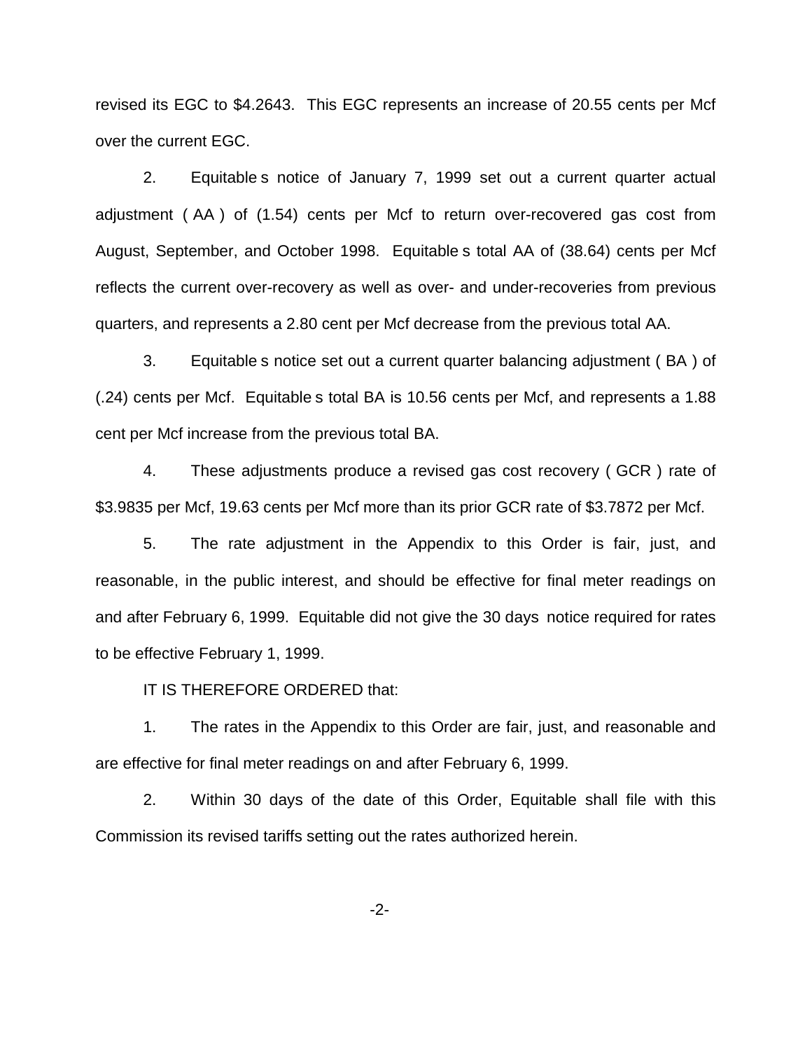revised its EGC to $4.2643. This EGC represents an increase of 20.55 cents per Mcf over the current EGC.

2. Equitable s notice of January 7, 1999 set out a current quarter actual adjustment ( AA ) of (1.54) cents per Mcf to return over-recovered gas cost from August, September, and October 1998. Equitable s total AA of (38.64) cents per Mcf reflects the current over-recovery as well as over- and under-recoveries from previous quarters, and represents a 2.80 cent per Mcf decrease from the previous total AA.

3. Equitable s notice set out a current quarter balancing adjustment ( BA ) of (.24) cents per Mcf. Equitable s total BA is 10.56 cents per Mcf, and represents a 1.88 cent per Mcf increase from the previous total BA.

4. These adjustments produce a revised gas cost recovery ( GCR ) rate of $3.9835 per Mcf, 19.63 cents per Mcf more than its prior GCR rate of $3.7872 per Mcf.

5. The rate adjustment in the Appendix to this Order is fair, just, and reasonable, in the public interest, and should be effective for final meter readings on and after February 6, 1999. Equitable did not give the 30 days notice required for rates to be effective February 1, 1999.

IT IS THEREFORE ORDERED that:

1. The rates in the Appendix to this Order are fair, just, and reasonable and are effective for final meter readings on and after February 6, 1999.

2. Within 30 days of the date of this Order, Equitable shall file with this Commission its revised tariffs setting out the rates authorized herein.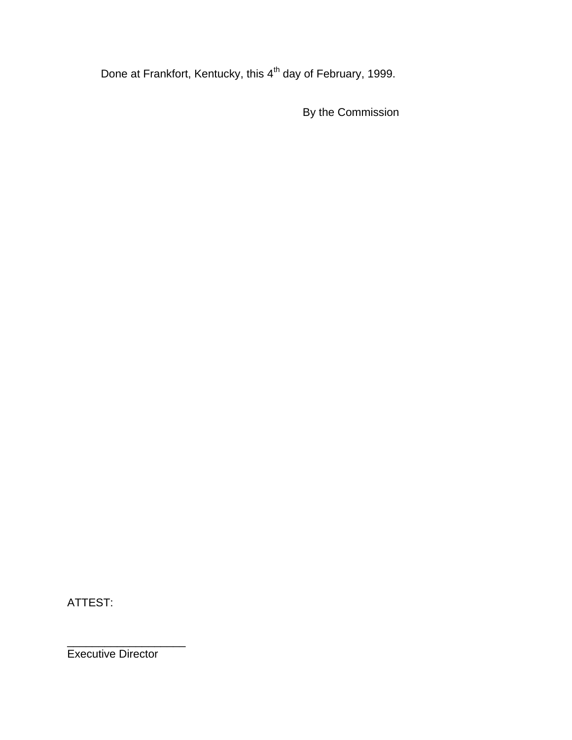Done at Frankfort, Kentucky, this 4th day of February, 1999.

By the Commission

ATTEST:

___________________
Executive Director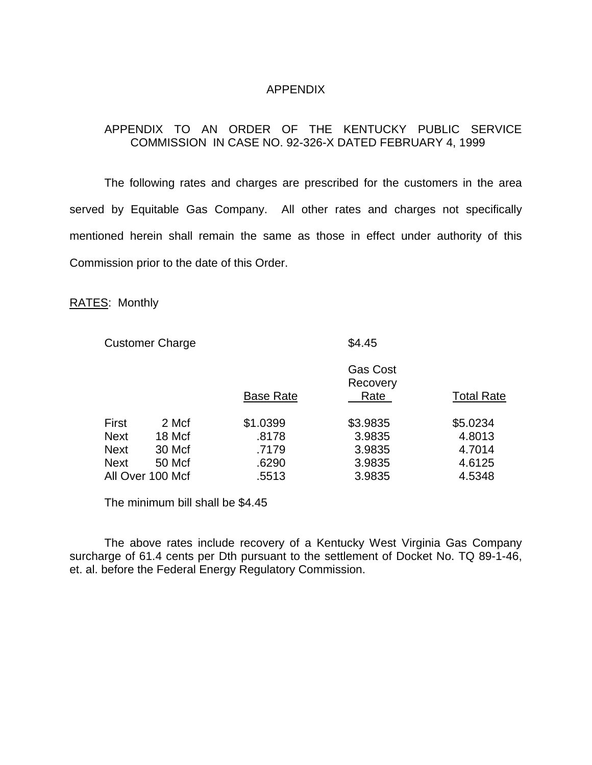# APPENDIX

## APPENDIX TO AN ORDER OF THE KENTUCKY PUBLIC SERVICE COMMISSION IN CASE NO. 92-326-X DATED FEBRUARY 4, 1999

The following rates and charges are prescribed for the customers in the area served by Equitable Gas Company. All other rates and charges not specifically mentioned herein shall remain the same as those in effect under authority of this Commission prior to the date of this Order.

RATES: Monthly

Customer Charge $4.45

| | | Base Rate | Gas Cost Recovery Rate | Total Rate |
|---|---|---|---|---|
| First | 2 Mcf | $1.0399 | $3.9835 | $5.0234 |
| Next | 18 Mcf | .8178 | 3.9835 | 4.8013 |
| Next | 30 Mcf | .7179 | 3.9835 | 4.7014 |
| Next | 50 Mcf | .6290 | 3.9835 | 4.6125 |
| All Over 100 Mcf | | .5513 | 3.9835 | 4.5348 |

The minimum bill shall be $4.45

The above rates include recovery of a Kentucky West Virginia Gas Company surcharge of 61.4 cents per Dth pursuant to the settlement of Docket No. TQ 89-1-46, et. al. before the Federal Energy Regulatory Commission.